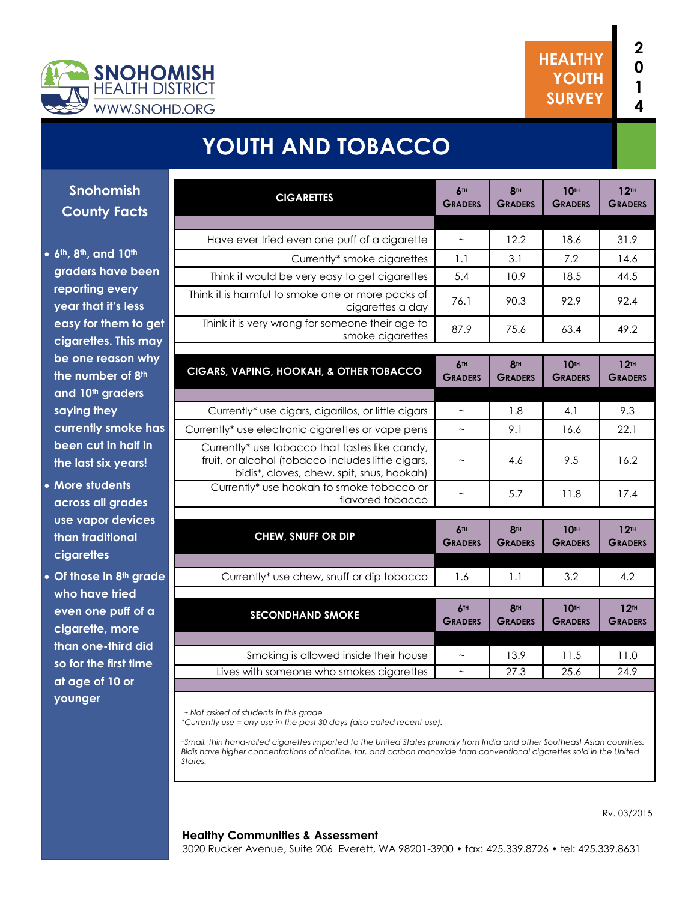SNOHOMISH HEALTH DISTRICT
WWW.SNOHD.ORG

HEALTHY YOUTH SURVEY 2014

# YOUTH AND TOBACCO

## Snohomish County Facts

- 6th, 8th, and 10th graders have been reporting every year that it's less easy for them to get cigarettes. This may be one reason why the number of 8th and 10th graders saying they currently smoke has been cut in half in the last six years!
- More students across all grades use vapor devices than traditional cigarettes
- Of those in 8th grade who have tried even one puff of a cigarette, more than one-third did so for the first time at age of 10 or younger

| CIGARETTES | 6th Graders | 8th Graders | 10th Graders | 12th Graders |
|---|---|---|---|---|
| Have ever tried even one puff of a cigarette | ~ | 12.2 | 18.6 | 31.9 |
| Currently* smoke cigarettes | 1.1 | 3.1 | 7.2 | 14.6 |
| Think it would be very easy to get cigarettes | 5.4 | 10.9 | 18.5 | 44.5 |
| Think it is harmful to smoke one or more packs of cigarettes a day | 76.1 | 90.3 | 92.9 | 92.4 |
| Think it is very wrong for someone their age to smoke cigarettes | 87.9 | 75.6 | 63.4 | 49.2 |

| CIGARS, VAPING, HOOKAH, & OTHER TOBACCO | 6th Graders | 8th Graders | 10th Graders | 12th Graders |
|---|---|---|---|---|
| Currently* use cigars, cigarillos, or little cigars | ~ | 1.8 | 4.1 | 9.3 |
| Currently* use electronic cigarettes or vape pens | ~ | 9.1 | 16.6 | 22.1 |
| Currently* use tobacco that tastes like candy, fruit, or alcohol (tobacco includes little cigars, bidis+, cloves, chew, spit, snus, hookah) | ~ | 4.6 | 9.5 | 16.2 |
| Currently* use hookah to smoke tobacco or flavored tobacco | ~ | 5.7 | 11.8 | 17.4 |

| CHEW, SNUFF OR DIP | 6th Graders | 8th Graders | 10th Graders | 12th Graders |
|---|---|---|---|---|
| Currently* use chew, snuff or dip tobacco | 1.6 | 1.1 | 3.2 | 4.2 |

| SECONDHAND SMOKE | 6th Graders | 8th Graders | 10th Graders | 12th Graders |
|---|---|---|---|---|
| Smoking is allowed inside their house | ~ | 13.9 | 11.5 | 11.0 |
| Lives with someone who smokes cigarettes | ~ | 27.3 | 25.6 | 24.9 |

*~ Not asked of students in this grade*
*\*Currently use = any use in the past 30 days (also called recent use).*

*+Small, thin hand-rolled cigarettes imported to the United States primarily from India and other Southeast Asian countries. Bidis have higher concentrations of nicotine, tar, and carbon monoxide than conventional cigarettes sold in the United States.*

Rv. 03/2015

**Healthy Communities & Assessment**
3020 Rucker Avenue, Suite 206 Everett, WA 98201-3900 • fax: 425.339.8726 • tel: 425.339.8631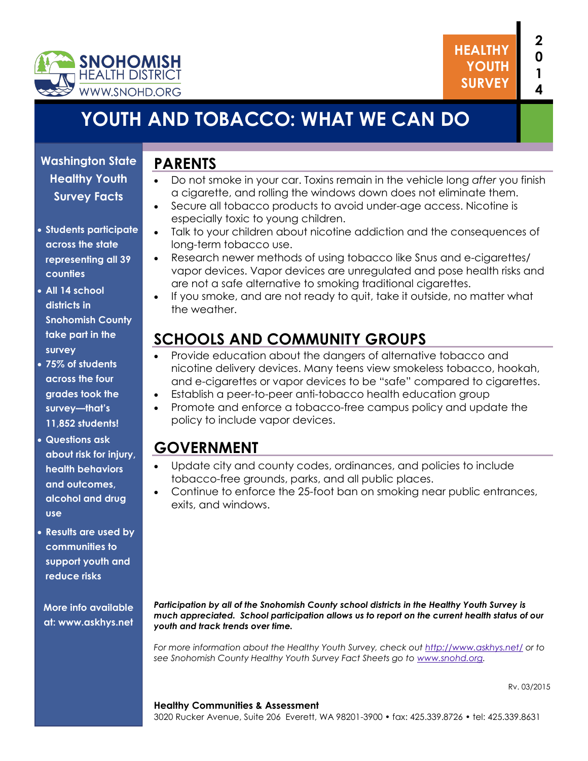SNOHOMISH HEALTH DISTRICT
WWW.SNOHD.ORG

HEALTHY YOUTH SURVEY 2014

# YOUTH AND TOBACCO: WHAT WE CAN DO

## PARENTS

- Do not smoke in your car. Toxins remain in the vehicle long *after* you finish a cigarette, and rolling the windows down does not eliminate them.
- Secure all tobacco products to avoid under-age access. Nicotine is especially toxic to young children.
- Talk to your children about nicotine addiction and the consequences of long-term tobacco use.
- Research newer methods of using tobacco like Snus and e-cigarettes/ vapor devices. Vapor devices are unregulated and pose health risks and are not a safe alternative to smoking traditional cigarettes.
- If you smoke, and are not ready to quit, take it outside, no matter what the weather.

## SCHOOLS AND COMMUNITY GROUPS

- Provide education about the dangers of alternative tobacco and nicotine delivery devices. Many teens view smokeless tobacco, hookah, and e-cigarettes or vapor devices to be "safe" compared to cigarettes.
- Establish a peer-to-peer anti-tobacco health education group
- Promote and enforce a tobacco-free campus policy and update the policy to include vapor devices.

## GOVERNMENT

- Update city and county codes, ordinances, and policies to include tobacco-free grounds, parks, and all public places.
- Continue to enforce the 25-foot ban on smoking near public entrances, exits, and windows.

### Washington State Healthy Youth Survey Facts

- **Students participate across the state representing all 39 counties**
- **All 14 school districts in Snohomish County take part in the survey**
- **75% of students across the four grades took the survey—that's 11,852 students!**
- **Questions ask about risk for injury, health behaviors and outcomes, alcohol and drug use**
- **Results are used by communities to support youth and reduce risks**

**More info available at: www.askhys.net**

***Participation by all of the Snohomish County school districts in the Healthy Youth Survey is much appreciated. School participation allows us to report on the current health status of our youth and track trends over time.***

*For more information about the Healthy Youth Survey, check out http://www.askhys.net/ or to see Snohomish County Healthy Youth Survey Fact Sheets go to www.snohd.org.*

Rv. 03/2015

**Healthy Communities & Assessment**
3020 Rucker Avenue, Suite 206 Everett, WA 98201-3900 • fax: 425.339.8726 • tel: 425.339.8631